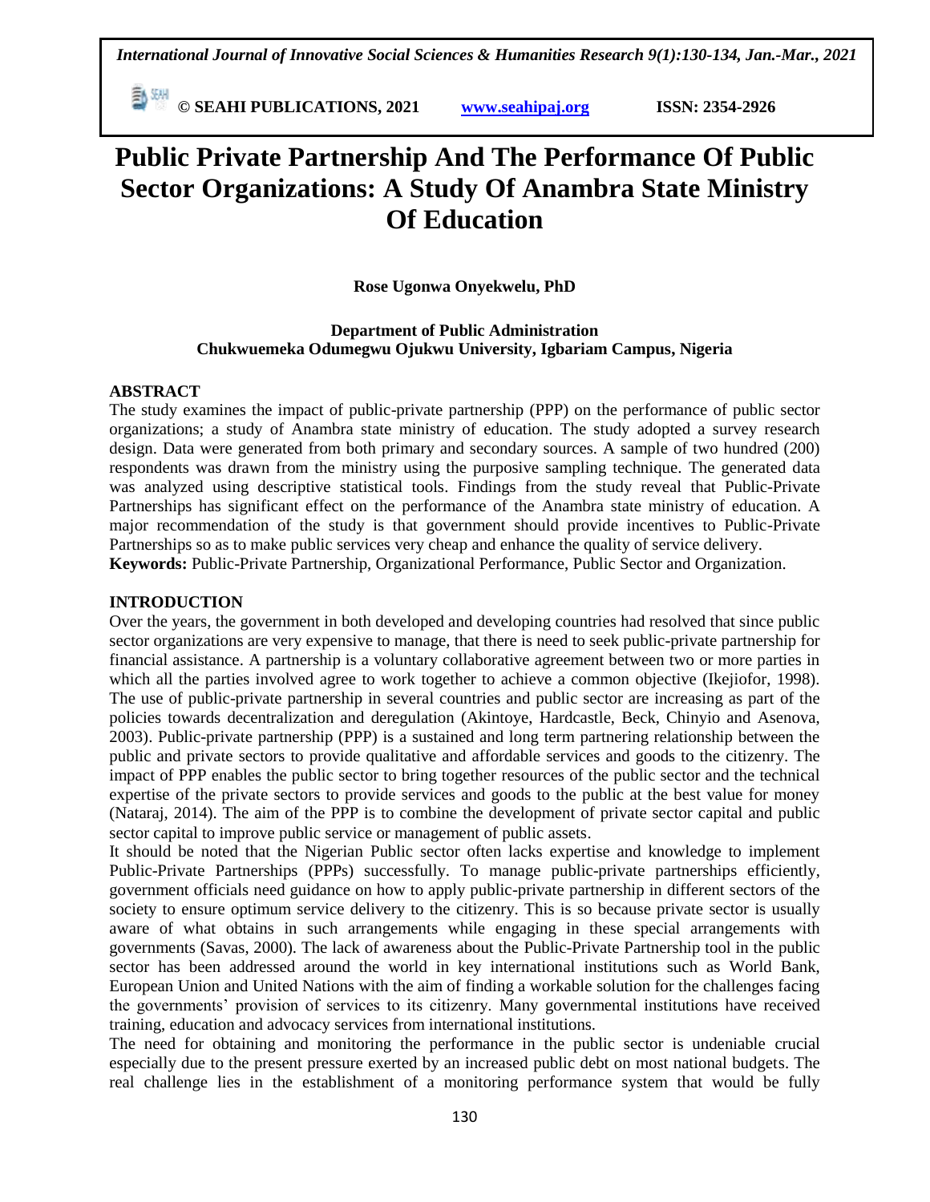# Public Private Partnership And The Performance Of Public Sector Organizations: A Study Of Anambra State Ministry Of Education

**Rose Ugonwa Onyekwelu, PhD**

**Department of Public Administration**
**Chukwuemeka Odumegwu Ojukwu University, Igbariam Campus, Nigeria**

## ABSTRACT

The study examines the impact of public-private partnership (PPP) on the performance of public sector organizations; a study of Anambra state ministry of education. The study adopted a survey research design. Data were generated from both primary and secondary sources. A sample of two hundred (200) respondents was drawn from the ministry using the purposive sampling technique. The generated data was analyzed using descriptive statistical tools. Findings from the study reveal that Public-Private Partnerships has significant effect on the performance of the Anambra state ministry of education. A major recommendation of the study is that government should provide incentives to Public-Private Partnerships so as to make public services very cheap and enhance the quality of service delivery.

**Keywords:** Public-Private Partnership, Organizational Performance, Public Sector and Organization.

## INTRODUCTION

Over the years, the government in both developed and developing countries had resolved that since public sector organizations are very expensive to manage, that there is need to seek public-private partnership for financial assistance. A partnership is a voluntary collaborative agreement between two or more parties in which all the parties involved agree to work together to achieve a common objective (Ikejiofor, 1998). The use of public-private partnership in several countries and public sector are increasing as part of the policies towards decentralization and deregulation (Akintoye, Hardcastle, Beck, Chinyio and Asenova, 2003). Public-private partnership (PPP) is a sustained and long term partnering relationship between the public and private sectors to provide qualitative and affordable services and goods to the citizenry. The impact of PPP enables the public sector to bring together resources of the public sector and the technical expertise of the private sectors to provide services and goods to the public at the best value for money (Nataraj, 2014). The aim of the PPP is to combine the development of private sector capital and public sector capital to improve public service or management of public assets.

It should be noted that the Nigerian Public sector often lacks expertise and knowledge to implement Public-Private Partnerships (PPPs) successfully. To manage public-private partnerships efficiently, government officials need guidance on how to apply public-private partnership in different sectors of the society to ensure optimum service delivery to the citizenry. This is so because private sector is usually aware of what obtains in such arrangements while engaging in these special arrangements with governments (Savas, 2000). The lack of awareness about the Public-Private Partnership tool in the public sector has been addressed around the world in key international institutions such as World Bank, European Union and United Nations with the aim of finding a workable solution for the challenges facing the governments' provision of services to its citizenry. Many governmental institutions have received training, education and advocacy services from international institutions.

The need for obtaining and monitoring the performance in the public sector is undeniable crucial especially due to the present pressure exerted by an increased public debt on most national budgets. The real challenge lies in the establishment of a monitoring performance system that would be fully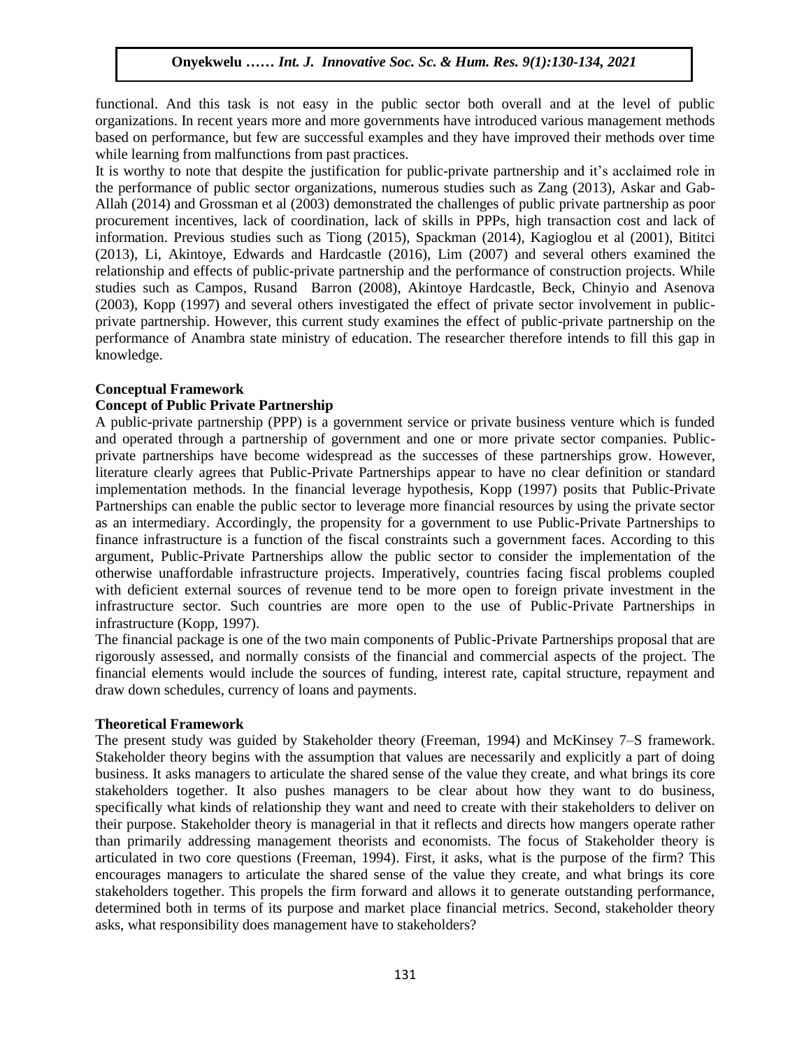functional. And this task is not easy in the public sector both overall and at the level of public organizations. In recent years more and more governments have introduced various management methods based on performance, but few are successful examples and they have improved their methods over time while learning from malfunctions from past practices.

It is worthy to note that despite the justification for public-private partnership and it's acclaimed role in the performance of public sector organizations, numerous studies such as Zang (2013), Askar and Gab-Allah (2014) and Grossman et al (2003) demonstrated the challenges of public private partnership as poor procurement incentives, lack of coordination, lack of skills in PPPs, high transaction cost and lack of information. Previous studies such as Tiong (2015), Spackman (2014), Kagioglou et al (2001), Bititci (2013), Li, Akintoye, Edwards and Hardcastle (2016), Lim (2007) and several others examined the relationship and effects of public-private partnership and the performance of construction projects. While studies such as Campos, Rusand Barron (2008), Akintoye Hardcastle, Beck, Chinyio and Asenova (2003), Kopp (1997) and several others investigated the effect of private sector involvement in public-private partnership. However, this current study examines the effect of public-private partnership on the performance of Anambra state ministry of education. The researcher therefore intends to fill this gap in knowledge.

## Conceptual Framework

### Concept of Public Private Partnership

A public-private partnership (PPP) is a government service or private business venture which is funded and operated through a partnership of government and one or more private sector companies. Public-private partnerships have become widespread as the successes of these partnerships grow. However, literature clearly agrees that Public-Private Partnerships appear to have no clear definition or standard implementation methods. In the financial leverage hypothesis, Kopp (1997) posits that Public-Private Partnerships can enable the public sector to leverage more financial resources by using the private sector as an intermediary. Accordingly, the propensity for a government to use Public-Private Partnerships to finance infrastructure is a function of the fiscal constraints such a government faces. According to this argument, Public-Private Partnerships allow the public sector to consider the implementation of the otherwise unaffordable infrastructure projects. Imperatively, countries facing fiscal problems coupled with deficient external sources of revenue tend to be more open to foreign private investment in the infrastructure sector. Such countries are more open to the use of Public-Private Partnerships in infrastructure (Kopp, 1997).

The financial package is one of the two main components of Public-Private Partnerships proposal that are rigorously assessed, and normally consists of the financial and commercial aspects of the project. The financial elements would include the sources of funding, interest rate, capital structure, repayment and draw down schedules, currency of loans and payments.

## Theoretical Framework

The present study was guided by Stakeholder theory (Freeman, 1994) and McKinsey 7–S framework. Stakeholder theory begins with the assumption that values are necessarily and explicitly a part of doing business. It asks managers to articulate the shared sense of the value they create, and what brings its core stakeholders together. It also pushes managers to be clear about how they want to do business, specifically what kinds of relationship they want and need to create with their stakeholders to deliver on their purpose. Stakeholder theory is managerial in that it reflects and directs how mangers operate rather than primarily addressing management theorists and economists. The focus of Stakeholder theory is articulated in two core questions (Freeman, 1994). First, it asks, what is the purpose of the firm? This encourages managers to articulate the shared sense of the value they create, and what brings its core stakeholders together. This propels the firm forward and allows it to generate outstanding performance, determined both in terms of its purpose and market place financial metrics. Second, stakeholder theory asks, what responsibility does management have to stakeholders?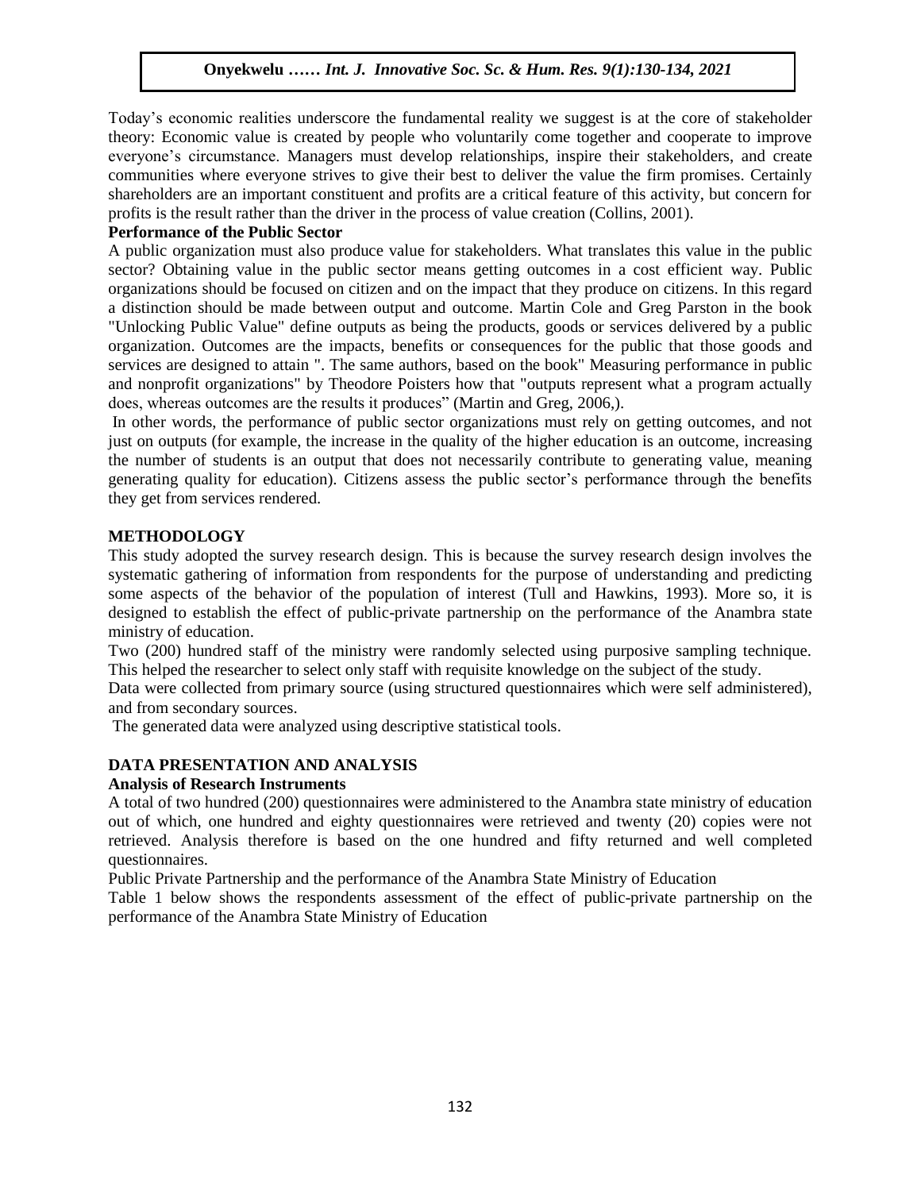Today's economic realities underscore the fundamental reality we suggest is at the core of stakeholder theory: Economic value is created by people who voluntarily come together and cooperate to improve everyone's circumstance. Managers must develop relationships, inspire their stakeholders, and create communities where everyone strives to give their best to deliver the value the firm promises. Certainly shareholders are an important constituent and profits are a critical feature of this activity, but concern for profits is the result rather than the driver in the process of value creation (Collins, 2001).

**Performance of the Public Sector**

A public organization must also produce value for stakeholders. What translates this value in the public sector? Obtaining value in the public sector means getting outcomes in a cost efficient way. Public organizations should be focused on citizen and on the impact that they produce on citizens. In this regard a distinction should be made between output and outcome. Martin Cole and Greg Parston in the book "Unlocking Public Value" define outputs as being the products, goods or services delivered by a public organization. Outcomes are the impacts, benefits or consequences for the public that those goods and services are designed to attain ". The same authors, based on the book" Measuring performance in public and nonprofit organizations" by Theodore Poisters how that "outputs represent what a program actually does, whereas outcomes are the results it produces" (Martin and Greg, 2006,).

In other words, the performance of public sector organizations must rely on getting outcomes, and not just on outputs (for example, the increase in the quality of the higher education is an outcome, increasing the number of students is an output that does not necessarily contribute to generating value, meaning generating quality for education). Citizens assess the public sector's performance through the benefits they get from services rendered.

## METHODOLOGY

This study adopted the survey research design. This is because the survey research design involves the systematic gathering of information from respondents for the purpose of understanding and predicting some aspects of the behavior of the population of interest (Tull and Hawkins, 1993). More so, it is designed to establish the effect of public-private partnership on the performance of the Anambra state ministry of education.

Two (200) hundred staff of the ministry were randomly selected using purposive sampling technique. This helped the researcher to select only staff with requisite knowledge on the subject of the study.

Data were collected from primary source (using structured questionnaires which were self administered), and from secondary sources.

The generated data were analyzed using descriptive statistical tools.

## DATA PRESENTATION AND ANALYSIS

**Analysis of Research Instruments**

A total of two hundred (200) questionnaires were administered to the Anambra state ministry of education out of which, one hundred and eighty questionnaires were retrieved and twenty (20) copies were not retrieved. Analysis therefore is based on the one hundred and fifty returned and well completed questionnaires.

Public Private Partnership and the performance of the Anambra State Ministry of Education

Table 1 below shows the respondents assessment of the effect of public-private partnership on the performance of the Anambra State Ministry of Education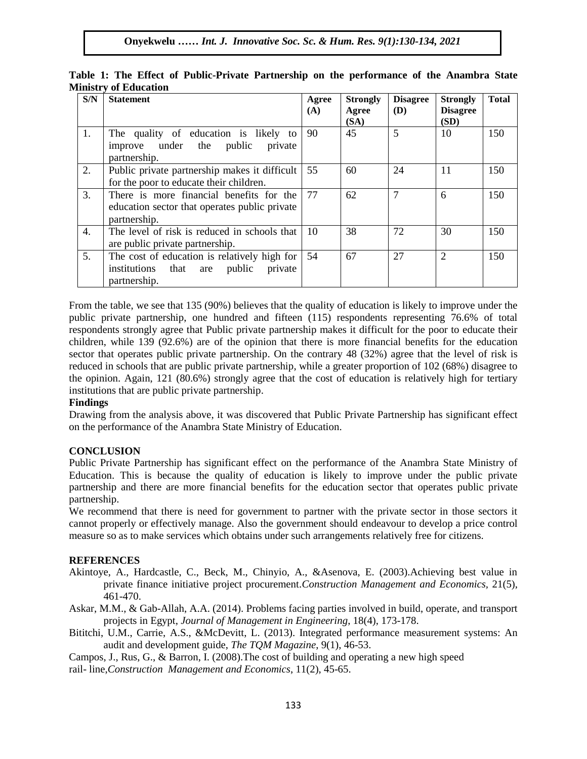**Table 1: The Effect of Public-Private Partnership on the performance of the Anambra State Ministry of Education**

| S/N | Statement | Agree (A) | Strongly Agree (SA) | Disagree (D) | Strongly Disagree (SD) | Total |
|---|---|---|---|---|---|---|
| 1. | The quality of education is likely to improve under the public private partnership. | 90 | 45 | 5 | 10 | 150 |
| 2. | Public private partnership makes it difficult for the poor to educate their children. | 55 | 60 | 24 | 11 | 150 |
| 3. | There is more financial benefits for the education sector that operates public private partnership. | 77 | 62 | 7 | 6 | 150 |
| 4. | The level of risk is reduced in schools that are public private partnership. | 10 | 38 | 72 | 30 | 150 |
| 5. | The cost of education is relatively high for institutions that are public private partnership. | 54 | 67 | 27 | 2 | 150 |

From the table, we see that 135 (90%) believes that the quality of education is likely to improve under the public private partnership, one hundred and fifteen (115) respondents representing 76.6% of total respondents strongly agree that Public private partnership makes it difficult for the poor to educate their children, while 139 (92.6%) are of the opinion that there is more financial benefits for the education sector that operates public private partnership. On the contrary 48 (32%) agree that the level of risk is reduced in schools that are public private partnership, while a greater proportion of 102 (68%) disagree to the opinion. Again, 121 (80.6%) strongly agree that the cost of education is relatively high for tertiary institutions that are public private partnership.

**Findings**

Drawing from the analysis above, it was discovered that Public Private Partnership has significant effect on the performance of the Anambra State Ministry of Education.

## CONCLUSION

Public Private Partnership has significant effect on the performance of the Anambra State Ministry of Education. This is because the quality of education is likely to improve under the public private partnership and there are more financial benefits for the education sector that operates public private partnership.

We recommend that there is need for government to partner with the private sector in those sectors it cannot properly or effectively manage. Also the government should endeavour to develop a price control measure so as to make services which obtains under such arrangements relatively free for citizens.

## REFERENCES

Akintoye, A., Hardcastle, C., Beck, M., Chinyio, A., &Asenova, E. (2003).Achieving best value in private finance initiative project procurement.*Construction Management and Economics,* 21(5), 461-470.

Askar, M.M., & Gab-Allah, A.A. (2014). Problems facing parties involved in build, operate, and transport projects in Egypt, *Journal of Management in Engineering*, 18(4), 173-178.

Bititchi, U.M., Carrie, A.S., &McDevitt, L. (2013). Integrated performance measurement systems: An audit and development guide, *The TQM Magazine*, 9(1), 46-53.

Campos, J., Rus, G., & Barron, I. (2008).The cost of building and operating a new high speed rail- line,*Construction Management and Economics*, 11(2), 45-65.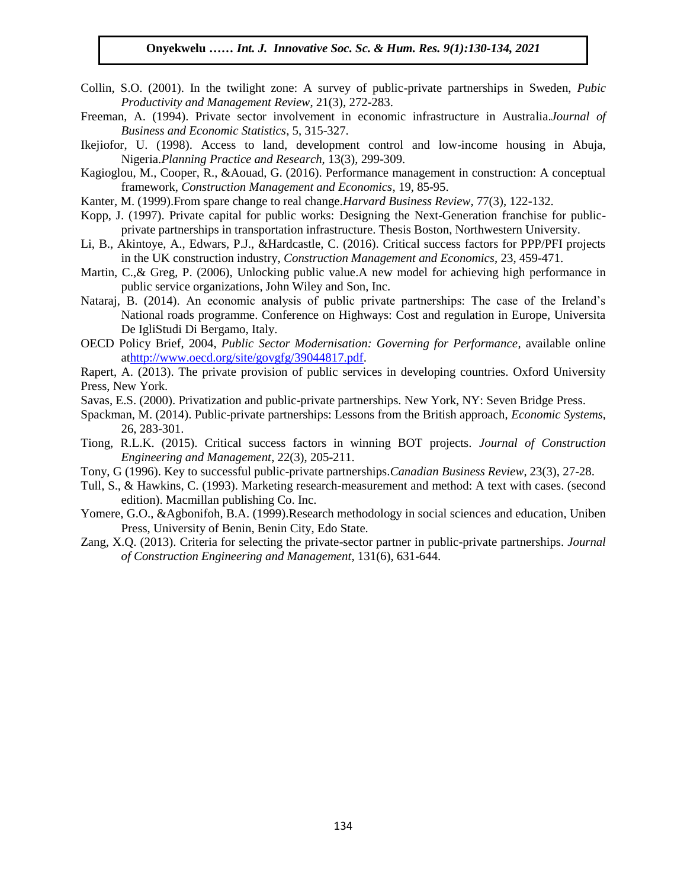Collin, S.O. (2001). In the twilight zone: A survey of public-private partnerships in Sweden, *Pubic Productivity and Management Review*, 21(3), 272-283.

Freeman, A. (1994). Private sector involvement in economic infrastructure in Australia.*Journal of Business and Economic Statistics*, 5, 315-327.

Ikejiofor, U. (1998). Access to land, development control and low-income housing in Abuja, Nigeria.*Planning Practice and Research*, 13(3), 299-309.

Kagioglou, M., Cooper, R., &Aouad, G. (2016). Performance management in construction: A conceptual framework, *Construction Management and Economics*, 19, 85-95.

Kanter, M. (1999).From spare change to real change.*Harvard Business Review*, 77(3), 122-132.

Kopp, J. (1997). Private capital for public works: Designing the Next-Generation franchise for public-private partnerships in transportation infrastructure. Thesis Boston, Northwestern University.

Li, B., Akintoye, A., Edwars, P.J., &Hardcastle, C. (2016). Critical success factors for PPP/PFI projects in the UK construction industry, *Construction Management and Economics*, 23, 459-471.

Martin, C.,& Greg, P. (2006), Unlocking public value.A new model for achieving high performance in public service organizations, John Wiley and Son, Inc.

Nataraj, B. (2014). An economic analysis of public private partnerships: The case of the Ireland's National roads programme. Conference on Highways: Cost and regulation in Europe, Universita De IgliStudi Di Bergamo, Italy.

OECD Policy Brief, 2004, *Public Sector Modernisation: Governing for Performance*, available online athttp://www.oecd.org/site/govgfg/39044817.pdf.

Rapert, A. (2013). The private provision of public services in developing countries. Oxford University Press, New York.

Savas, E.S. (2000). Privatization and public-private partnerships. New York, NY: Seven Bridge Press.

Spackman, M. (2014). Public-private partnerships: Lessons from the British approach, *Economic Systems*, 26, 283-301.

Tiong, R.L.K. (2015). Critical success factors in winning BOT projects. *Journal of Construction Engineering and Management*, 22(3), 205-211.

Tony, G (1996). Key to successful public-private partnerships.*Canadian Business Review*, 23(3), 27-28.

Tull, S., & Hawkins, C. (1993). Marketing research-measurement and method: A text with cases. (second edition). Macmillan publishing Co. Inc.

Yomere, G.O., &Agbonifoh, B.A. (1999).Research methodology in social sciences and education, Uniben Press, University of Benin, Benin City, Edo State.

Zang, X.Q. (2013). Criteria for selecting the private-sector partner in public-private partnerships. *Journal of Construction Engineering and Management*, 131(6), 631-644.